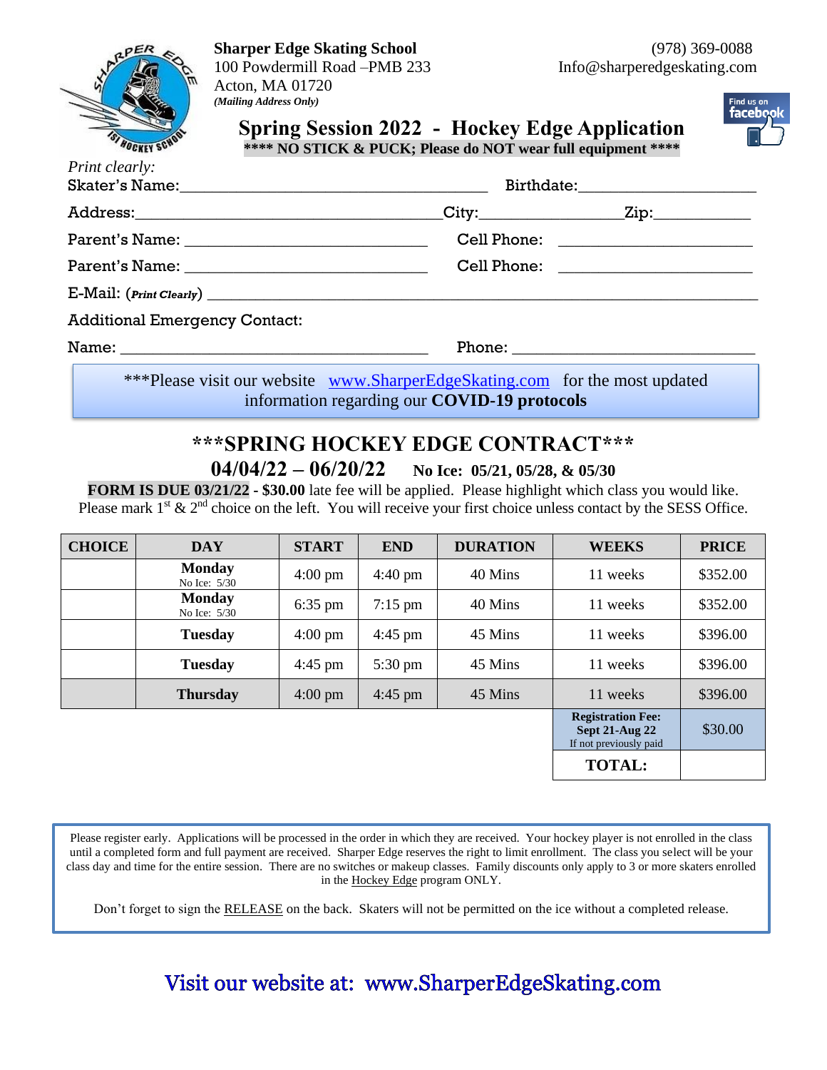**Sharper Edge Skating School**
100 Powdermill Road –PMB 233
Acton, MA 01720
***(Mailing Address Only)***

(978) 369-0088
Info@sharperedgeskating.com

# Spring Session 2022 - Hockey Edge Application

**\*\*\*\* NO STICK & PUCK; Please do NOT wear full equipment \*\*\*\***

*Print clearly:*

Skater's Name:_________________________________ Birthdate:___________________

Address:_________________________________City:_______________Zip:___________

Parent's Name: ___________________________ Cell Phone: ____________________

Parent's Name: ___________________________ Cell Phone: ____________________

E-Mail: (***Print Clearly***) ______________________________________________________

Additional Emergency Contact:

Name: _________________________________ Phone: __________________________

\*\*\*Please visit our website www.SharperEdgeSkating.com for the most updated information regarding our **COVID-19 protocols**

## \*\*\*SPRING HOCKEY EDGE CONTRACT\*\*\*

**04/04/22 – 06/20/22 No Ice: 05/21, 05/28, & 05/30**

**FORM IS DUE 03/21/22 - $30.00** late fee will be applied. Please highlight which class you would like. Please mark 1st & 2nd choice on the left. You will receive your first choice unless contact by the SESS Office.

| CHOICE | DAY | START | END | DURATION | WEEKS | PRICE |
|---|---|---|---|---|---|---|
| | **Monday** No Ice: 5/30 | 4:00 pm | 4:40 pm | 40 Mins | 11 weeks | $352.00 |
| | **Monday** No Ice: 5/30 | 6:35 pm | 7:15 pm | 40 Mins | 11 weeks | $352.00 |
| | **Tuesday** | 4:00 pm | 4:45 pm | 45 Mins | 11 weeks | $396.00 |
| | **Tuesday** | 4:45 pm | 5:30 pm | 45 Mins | 11 weeks | $396.00 |
| | **Thursday** | 4:00 pm | 4:45 pm | 45 Mins | 11 weeks | $396.00 |
| | | | | | **Registration Fee: Sept 21-Aug 22** If not previously paid | $30.00 |
| | | | | | **TOTAL:** | |

Please register early. Applications will be processed in the order in which they are received. Your hockey player is not enrolled in the class until a completed form and full payment are received. Sharper Edge reserves the right to limit enrollment. The class you select will be your class day and time for the entire session. There are no switches or makeup classes. Family discounts only apply to 3 or more skaters enrolled in the Hockey Edge program ONLY.

Don't forget to sign the RELEASE on the back. Skaters will not be permitted on the ice without a completed release.

Visit our website at: www.SharperEdgeSkating.com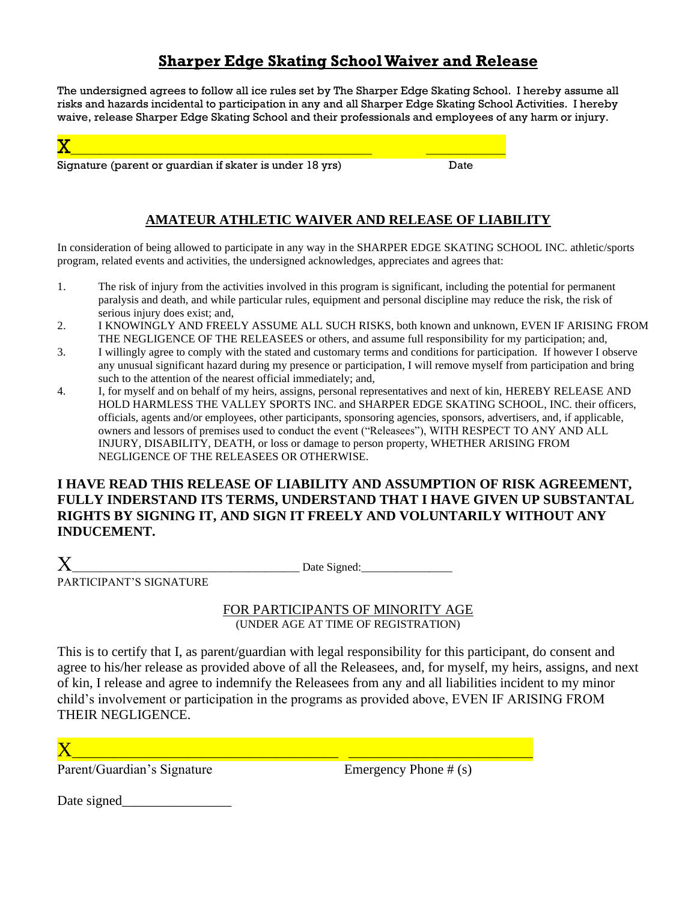## Sharper Edge Skating School Waiver and Release

The undersigned agrees to follow all ice rules set by The Sharper Edge Skating School. I hereby assume all risks and hazards incidental to participation in any and all Sharper Edge Skating School Activities. I hereby waive, release Sharper Edge Skating School and their professionals and employees of any harm or injury.

X_____________________________________________ ____________

Signature (parent or guardian if skater is under 18 yrs) Date

## AMATEUR ATHLETIC WAIVER AND RELEASE OF LIABILITY

In consideration of being allowed to participate in any way in the SHARPER EDGE SKATING SCHOOL INC. athletic/sports program, related events and activities, the undersigned acknowledges, appreciates and agrees that:

1. The risk of injury from the activities involved in this program is significant, including the potential for permanent paralysis and death, and while particular rules, equipment and personal discipline may reduce the risk, the risk of serious injury does exist; and,
2. I KNOWINGLY AND FREELY ASSUME ALL SUCH RISKS, both known and unknown, EVEN IF ARISING FROM THE NEGLIGENCE OF THE RELEASEES or others, and assume full responsibility for my participation; and,
3. I willingly agree to comply with the stated and customary terms and conditions for participation. If however I observe any unusual significant hazard during my presence or participation, I will remove myself from participation and bring such to the attention of the nearest official immediately; and,
4. I, for myself and on behalf of my heirs, assigns, personal representatives and next of kin, HEREBY RELEASE AND HOLD HARMLESS THE VALLEY SPORTS INC. and SHARPER EDGE SKATING SCHOOL, INC. their officers, officials, agents and/or employees, other participants, sponsoring agencies, sponsors, advertisers, and, if applicable, owners and lessors of premises used to conduct the event ("Releasees"), WITH RESPECT TO ANY AND ALL INJURY, DISABILITY, DEATH, or loss or damage to person property, WHETHER ARISING FROM NEGLIGENCE OF THE RELEASEES OR OTHERWISE.

**I HAVE READ THIS RELEASE OF LIABILITY AND ASSUMPTION OF RISK AGREEMENT, FULLY INDERSTAND ITS TERMS, UNDERSTAND THAT I HAVE GIVEN UP SUBSTANTAL RIGHTS BY SIGNING IT, AND SIGN IT FREELY AND VOLUNTARILY WITHOUT ANY INDUCEMENT.**

X____________________________________ Date Signed:_______________

PARTICIPANT'S SIGNATURE

FOR PARTICIPANTS OF MINORITY AGE

(UNDER AGE AT TIME OF REGISTRATION)

This is to certify that I, as parent/guardian with legal responsibility for this participant, do consent and agree to his/her release as provided above of all the Releasees, and, for myself, my heirs, assigns, and next of kin, I release and agree to indemnify the Releasees from any and all liabilities incident to my minor child's involvement or participation in the programs as provided above, EVEN IF ARISING FROM THEIR NEGLIGENCE.

X____________________________________ ________________________

Parent/Guardian's Signature Emergency Phone # (s)

Date signed________________